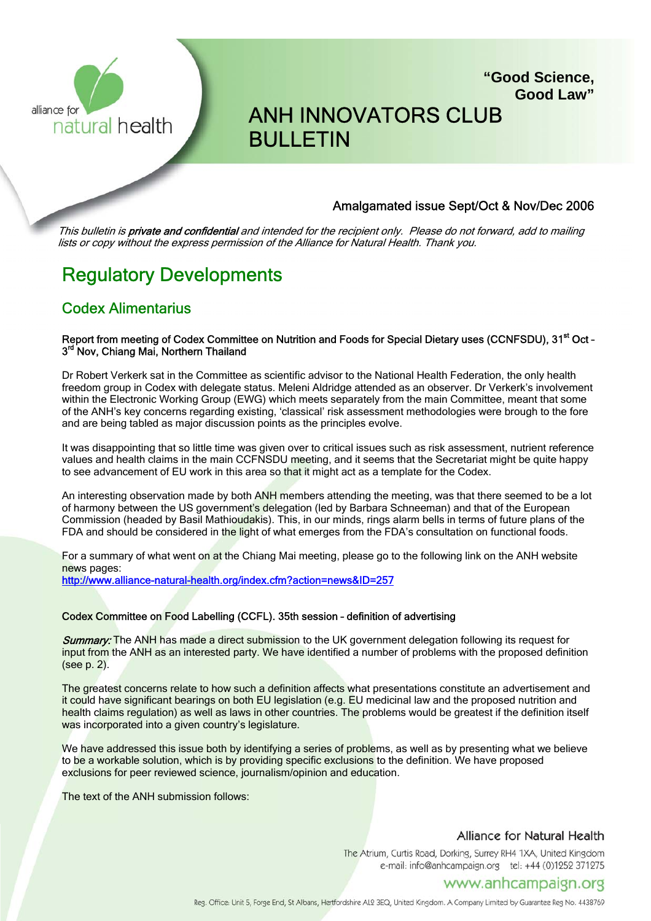alliance for natural health

**"Good Science, Good Law"**

# ANH INNOVATORS CLUB BULLETIN

Amalgamated issue Sept/Oct & Nov/Dec 2006

*This bulletin is **private and confidential** and intended for the recipient only. Please do not forward, add to mailing lists or copy without the express permission of the Alliance for Natural Health. Thank you.*

## Regulatory Developments

### Codex Alimentarius

#### Report from meeting of Codex Committee on Nutrition and Foods for Special Dietary uses (CCFNSDU), 31st Oct – 3rd Nov, Chiang Mai, Northern Thailand

Dr Robert Verkerk sat in the Committee as scientific advisor to the National Health Federation, the only health freedom group in Codex with delegate status. Meleni Aldridge attended as an observer. Dr Verkerk's involvement within the Electronic Working Group (EWG) which meets separately from the main Committee, meant that some of the ANH's key concerns regarding existing, 'classical' risk assessment methodologies were brough to the fore and are being tabled as major discussion points as the principles evolve.

It was disappointing that so little time was given over to critical issues such as risk assessment, nutrient reference values and health claims in the main CCFNSDU meeting, and it seems that the Secretariat might be quite happy to see advancement of EU work in this area so that it might act as a template for the Codex.

An interesting observation made by both ANH members attending the meeting, was that there seemed to be a lot of harmony between the US government's delegation (led by Barbara Schneeman) and that of the European Commission (headed by Basil Mathioudakis). This, in our minds, rings alarm bells in terms of future plans of the FDA and should be considered in the light of what emerges from the FDA's consultation on functional foods.

For a summary of what went on at the Chiang Mai meeting, please go to the following link on the ANH website news pages:
http://www.alliance-natural-health.org/index.cfm?action=news&ID=257

#### Codex Committee on Food Labelling (CCFL). 35th session – definition of advertising

***Summary:*** The ANH has made a direct submission to the UK government delegation following its request for input from the ANH as an interested party. We have identified a number of problems with the proposed definition (see p. 2).

The greatest concerns relate to how such a definition affects what presentations constitute an advertisement and it could have significant bearings on both EU legislation (e.g. EU medicinal law and the proposed nutrition and health claims regulation) as well as laws in other countries. The problems would be greatest if the definition itself was incorporated into a given country's legislature.

We have addressed this issue both by identifying a series of problems, as well as by presenting what we believe to be a workable solution, which is by providing specific exclusions to the definition. We have proposed exclusions for peer reviewed science, journalism/opinion and education.

The text of the ANH submission follows:

Alliance for Natural Health
The Atrium, Curtis Road, Dorking, Surrey RH4 1XA, United Kingdom
e-mail: info@anhcampaign.org tel: +44 (0)1252 371275
www.anhcampaign.org

Reg. Office: Unit 5, Forge End, St Albans, Hertfordshire AL2 3EQ, United Kingdom. A Company Limited by Guarantee Reg No. 4438769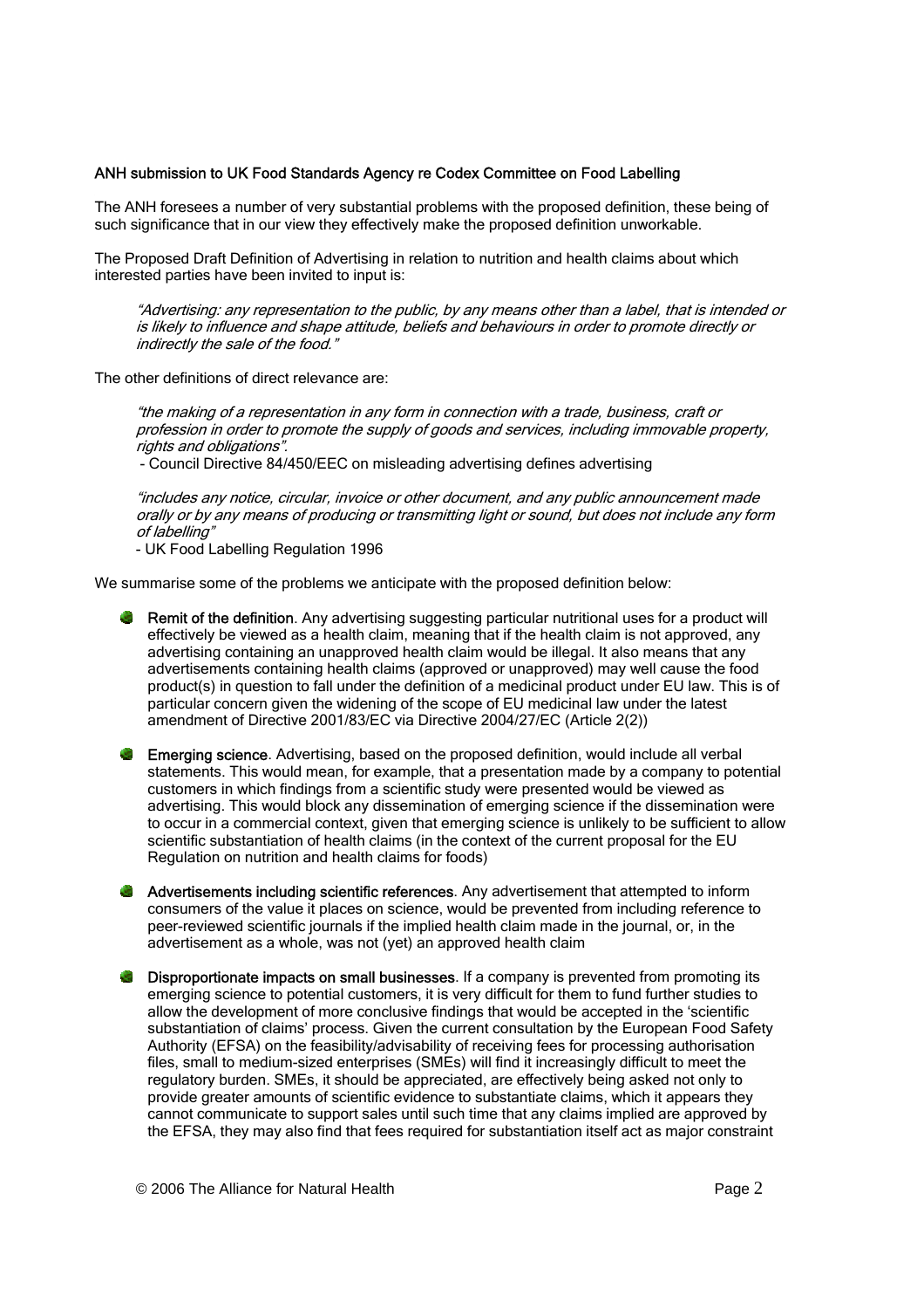**ANH submission to UK Food Standards Agency re Codex Committee on Food Labelling**

The ANH foresees a number of very substantial problems with the proposed definition, these being of such significance that in our view they effectively make the proposed definition unworkable.

The Proposed Draft Definition of Advertising in relation to nutrition and health claims about which interested parties have been invited to input is:

> *"Advertising: any representation to the public, by any means other than a label, that is intended or is likely to influence and shape attitude, beliefs and behaviours in order to promote directly or indirectly the sale of the food."*

The other definitions of direct relevance are:

> *"the making of a representation in any form in connection with a trade, business, craft or profession in order to promote the supply of goods and services, including immovable property, rights and obligations".*
>
> - Council Directive 84/450/EEC on misleading advertising defines advertising

> *"includes any notice, circular, invoice or other document, and any public announcement made orally or by any means of producing or transmitting light or sound, but does not include any form of labelling"*
>
> - UK Food Labelling Regulation 1996

We summarise some of the problems we anticipate with the proposed definition below:

- **Remit of the definition**. Any advertising suggesting particular nutritional uses for a product will effectively be viewed as a health claim, meaning that if the health claim is not approved, any advertising containing an unapproved health claim would be illegal. It also means that any advertisements containing health claims (approved or unapproved) may well cause the food product(s) in question to fall under the definition of a medicinal product under EU law. This is of particular concern given the widening of the scope of EU medicinal law under the latest amendment of Directive 2001/83/EC via Directive 2004/27/EC (Article 2(2))

- **Emerging science**. Advertising, based on the proposed definition, would include all verbal statements. This would mean, for example, that a presentation made by a company to potential customers in which findings from a scientific study were presented would be viewed as advertising. This would block any dissemination of emerging science if the dissemination were to occur in a commercial context, given that emerging science is unlikely to be sufficient to allow scientific substantiation of health claims (in the context of the current proposal for the EU Regulation on nutrition and health claims for foods)

- **Advertisements including scientific references**. Any advertisement that attempted to inform consumers of the value it places on science, would be prevented from including reference to peer-reviewed scientific journals if the implied health claim made in the journal, or, in the advertisement as a whole, was not (yet) an approved health claim

- **Disproportionate impacts on small businesses**. If a company is prevented from promoting its emerging science to potential customers, it is very difficult for them to fund further studies to allow the development of more conclusive findings that would be accepted in the 'scientific substantiation of claims' process. Given the current consultation by the European Food Safety Authority (EFSA) on the feasibility/advisability of receiving fees for processing authorisation files, small to medium-sized enterprises (SMEs) will find it increasingly difficult to meet the regulatory burden. SMEs, it should be appreciated, are effectively being asked not only to provide greater amounts of scientific evidence to substantiate claims, which it appears they cannot communicate to support sales until such time that any claims implied are approved by the EFSA, they may also find that fees required for substantiation itself act as major constraint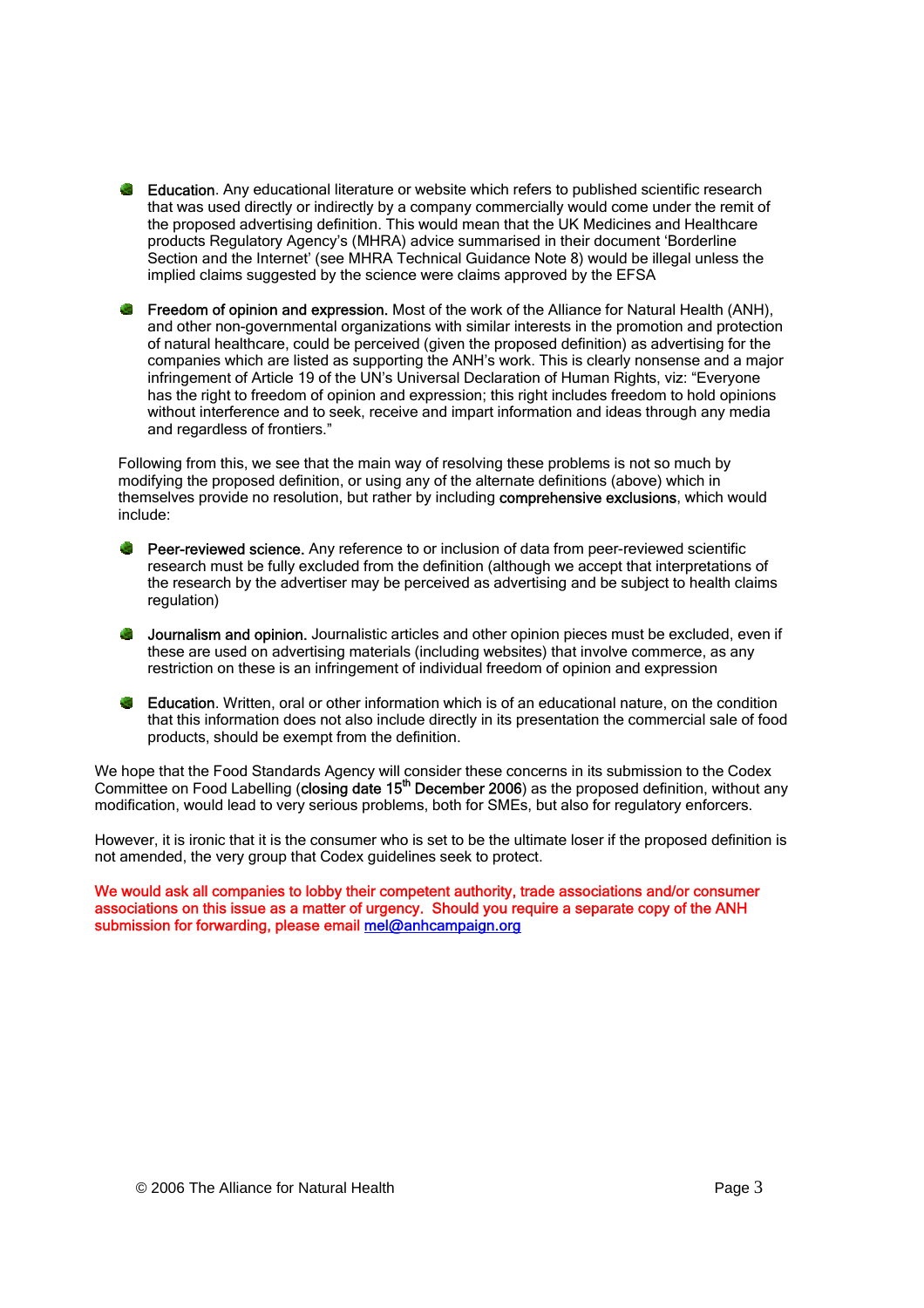- **Education**. Any educational literature or website which refers to published scientific research that was used directly or indirectly by a company commercially would come under the remit of the proposed advertising definition. This would mean that the UK Medicines and Healthcare products Regulatory Agency's (MHRA) advice summarised in their document 'Borderline Section and the Internet' (see MHRA Technical Guidance Note 8) would be illegal unless the implied claims suggested by the science were claims approved by the EFSA

- **Freedom of opinion and expression.** Most of the work of the Alliance for Natural Health (ANH), and other non-governmental organizations with similar interests in the promotion and protection of natural healthcare, could be perceived (given the proposed definition) as advertising for the companies which are listed as supporting the ANH's work. This is clearly nonsense and a major infringement of Article 19 of the UN's Universal Declaration of Human Rights, viz: "Everyone has the right to freedom of opinion and expression; this right includes freedom to hold opinions without interference and to seek, receive and impart information and ideas through any media and regardless of frontiers."

Following from this, we see that the main way of resolving these problems is not so much by modifying the proposed definition, or using any of the alternate definitions (above) which in themselves provide no resolution, but rather by including **comprehensive exclusions**, which would include:

- **Peer-reviewed science.** Any reference to or inclusion of data from peer-reviewed scientific research must be fully excluded from the definition (although we accept that interpretations of the research by the advertiser may be perceived as advertising and be subject to health claims regulation)

- **Journalism and opinion.** Journalistic articles and other opinion pieces must be excluded, even if these are used on advertising materials (including websites) that involve commerce, as any restriction on these is an infringement of individual freedom of opinion and expression

- **Education**. Written, oral or other information which is of an educational nature, on the condition that this information does not also include directly in its presentation the commercial sale of food products, should be exempt from the definition.

We hope that the Food Standards Agency will consider these concerns in its submission to the Codex Committee on Food Labelling (**closing date 15th December 2006**) as the proposed definition, without any modification, would lead to very serious problems, both for SMEs, but also for regulatory enforcers.

However, it is ironic that it is the consumer who is set to be the ultimate loser if the proposed definition is not amended, the very group that Codex guidelines seek to protect.

**We would ask all companies to lobby their competent authority, trade associations and/or consumer associations on this issue as a matter of urgency. Should you require a separate copy of the ANH submission for forwarding, please email [mel@anhcampaign.org](mailto:mel@anhcampaign.org)**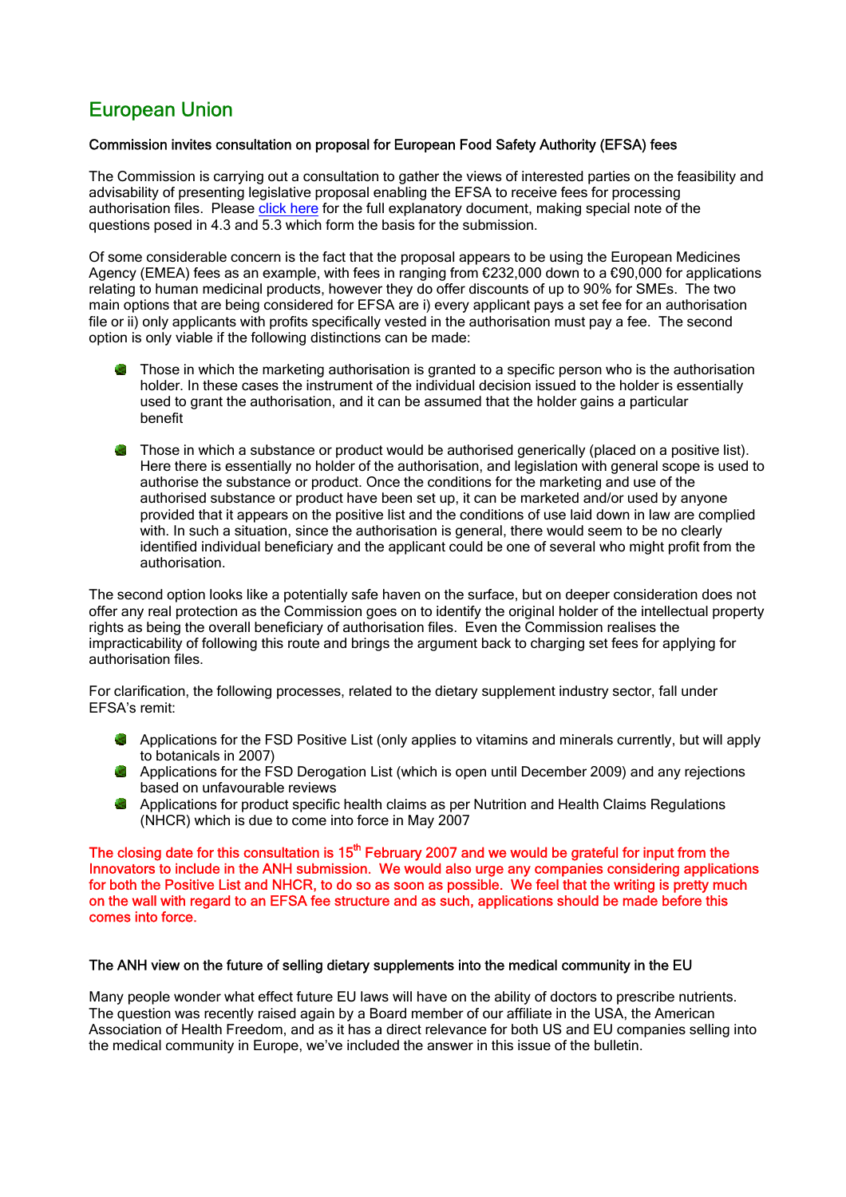## European Union

**Commission invites consultation on proposal for European Food Safety Authority (EFSA) fees**

The Commission is carrying out a consultation to gather the views of interested parties on the feasibility and advisability of presenting legislative proposal enabling the EFSA to receive fees for processing authorisation files. Please click here for the full explanatory document, making special note of the questions posed in 4.3 and 5.3 which form the basis for the submission.

Of some considerable concern is the fact that the proposal appears to be using the European Medicines Agency (EMEA) fees as an example, with fees in ranging from €232,000 down to a €90,000 for applications relating to human medicinal products, however they do offer discounts of up to 90% for SMEs. The two main options that are being considered for EFSA are i) every applicant pays a set fee for an authorisation file or ii) only applicants with profits specifically vested in the authorisation must pay a fee. The second option is only viable if the following distinctions can be made:

- Those in which the marketing authorisation is granted to a specific person who is the authorisation holder. In these cases the instrument of the individual decision issued to the holder is essentially used to grant the authorisation, and it can be assumed that the holder gains a particular benefit
- Those in which a substance or product would be authorised generically (placed on a positive list). Here there is essentially no holder of the authorisation, and legislation with general scope is used to authorise the substance or product. Once the conditions for the marketing and use of the authorised substance or product have been set up, it can be marketed and/or used by anyone provided that it appears on the positive list and the conditions of use laid down in law are complied with. In such a situation, since the authorisation is general, there would seem to be no clearly identified individual beneficiary and the applicant could be one of several who might profit from the authorisation.

The second option looks like a potentially safe haven on the surface, but on deeper consideration does not offer any real protection as the Commission goes on to identify the original holder of the intellectual property rights as being the overall beneficiary of authorisation files. Even the Commission realises the impracticability of following this route and brings the argument back to charging set fees for applying for authorisation files.

For clarification, the following processes, related to the dietary supplement industry sector, fall under EFSA's remit:

- Applications for the FSD Positive List (only applies to vitamins and minerals currently, but will apply to botanicals in 2007)
- Applications for the FSD Derogation List (which is open until December 2009) and any rejections based on unfavourable reviews
- Applications for product specific health claims as per Nutrition and Health Claims Regulations (NHCR) which is due to come into force in May 2007

**The closing date for this consultation is 15th February 2007 and we would be grateful for input from the Innovators to include in the ANH submission. We would also urge any companies considering applications for both the Positive List and NHCR, to do so as soon as possible. We feel that the writing is pretty much on the wall with regard to an EFSA fee structure and as such, applications should be made before this comes into force.**

**The ANH view on the future of selling dietary supplements into the medical community in the EU**

Many people wonder what effect future EU laws will have on the ability of doctors to prescribe nutrients. The question was recently raised again by a Board member of our affiliate in the USA, the American Association of Health Freedom, and as it has a direct relevance for both US and EU companies selling into the medical community in Europe, we've included the answer in this issue of the bulletin.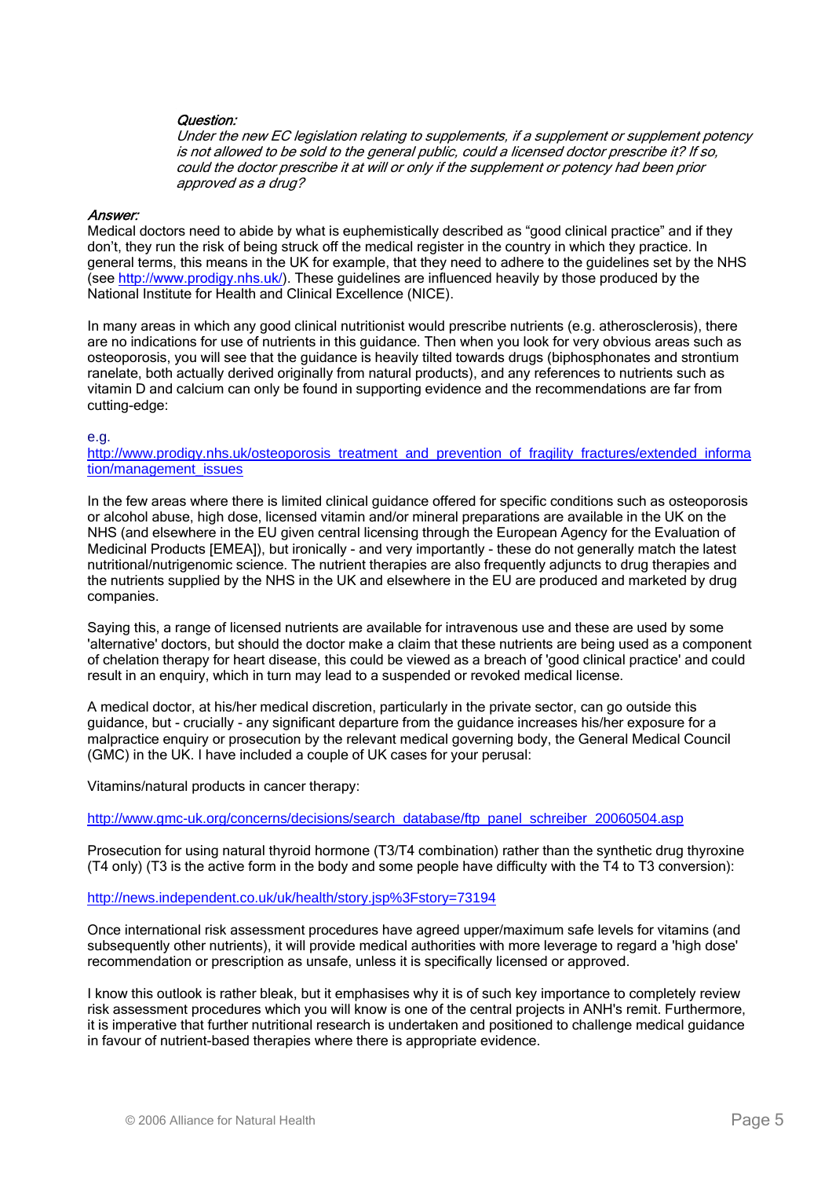***Question:***
*Under the new EC legislation relating to supplements, if a supplement or supplement potency is not allowed to be sold to the general public, could a licensed doctor prescribe it? If so, could the doctor prescribe it at will or only if the supplement or potency had been prior approved as a drug?*

***Answer:***
Medical doctors need to abide by what is euphemistically described as "good clinical practice" and if they don't, they run the risk of being struck off the medical register in the country in which they practice. In general terms, this means in the UK for example, that they need to adhere to the guidelines set by the NHS (see http://www.prodigy.nhs.uk/). These guidelines are influenced heavily by those produced by the National Institute for Health and Clinical Excellence (NICE).

In many areas in which any good clinical nutritionist would prescribe nutrients (e.g. atherosclerosis), there are no indications for use of nutrients in this guidance. Then when you look for very obvious areas such as osteoporosis, you will see that the guidance is heavily tilted towards drugs (biphosphonates and strontium ranelate, both actually derived originally from natural products), and any references to nutrients such as vitamin D and calcium can only be found in supporting evidence and the recommendations are far from cutting-edge:

e.g.
http://www.prodigy.nhs.uk/osteoporosis_treatment_and_prevention_of_fragility_fractures/extended_information/management_issues

In the few areas where there is limited clinical guidance offered for specific conditions such as osteoporosis or alcohol abuse, high dose, licensed vitamin and/or mineral preparations are available in the UK on the NHS (and elsewhere in the EU given central licensing through the European Agency for the Evaluation of Medicinal Products [EMEA]), but ironically - and very importantly - these do not generally match the latest nutritional/nutrigenomic science. The nutrient therapies are also frequently adjuncts to drug therapies and the nutrients supplied by the NHS in the UK and elsewhere in the EU are produced and marketed by drug companies.

Saying this, a range of licensed nutrients are available for intravenous use and these are used by some 'alternative' doctors, but should the doctor make a claim that these nutrients are being used as a component of chelation therapy for heart disease, this could be viewed as a breach of 'good clinical practice' and could result in an enquiry, which in turn may lead to a suspended or revoked medical license.

A medical doctor, at his/her medical discretion, particularly in the private sector, can go outside this guidance, but - crucially - any significant departure from the guidance increases his/her exposure for a malpractice enquiry or prosecution by the relevant medical governing body, the General Medical Council (GMC) in the UK. I have included a couple of UK cases for your perusal:

Vitamins/natural products in cancer therapy:

http://www.gmc-uk.org/concerns/decisions/search_database/ftp_panel_schreiber_20060504.asp

Prosecution for using natural thyroid hormone (T3/T4 combination) rather than the synthetic drug thyroxine (T4 only) (T3 is the active form in the body and some people have difficulty with the T4 to T3 conversion):

http://news.independent.co.uk/uk/health/story.jsp%3Fstory=73194

Once international risk assessment procedures have agreed upper/maximum safe levels for vitamins (and subsequently other nutrients), it will provide medical authorities with more leverage to regard a 'high dose' recommendation or prescription as unsafe, unless it is specifically licensed or approved.

I know this outlook is rather bleak, but it emphasises why it is of such key importance to completely review risk assessment procedures which you will know is one of the central projects in ANH's remit. Furthermore, it is imperative that further nutritional research is undertaken and positioned to challenge medical guidance in favour of nutrient-based therapies where there is appropriate evidence.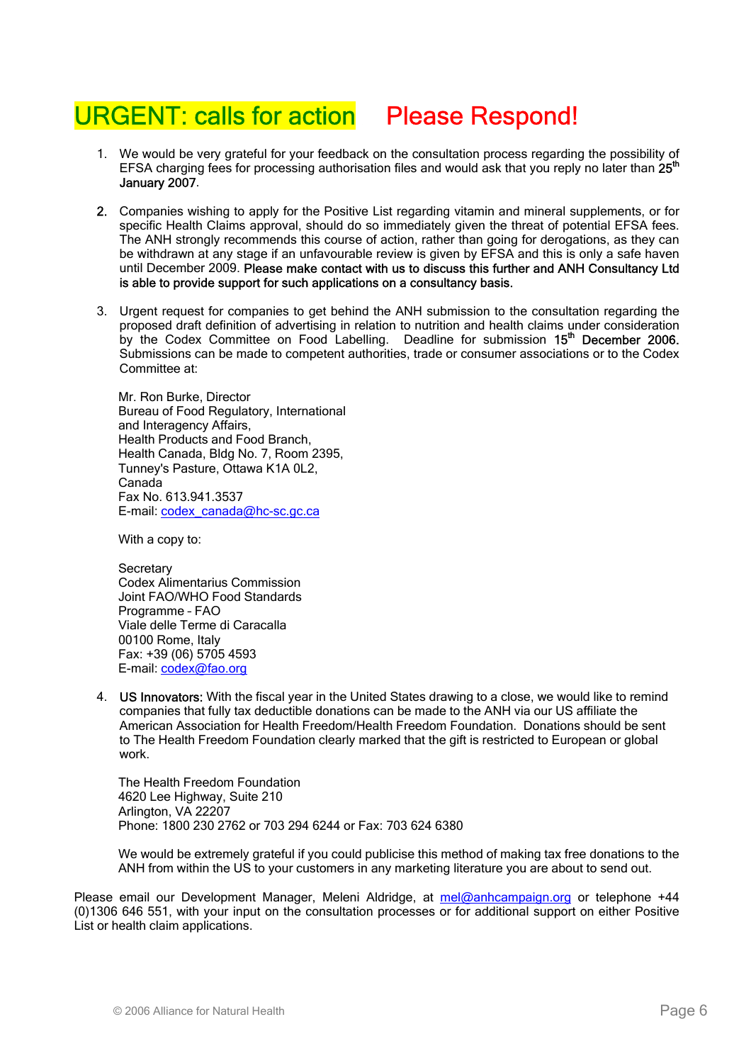# URGENT: calls for action Please Respond!

1. We would be very grateful for your feedback on the consultation process regarding the possibility of EFSA charging fees for processing authorisation files and would ask that you reply no later than **25th January 2007**.

2. Companies wishing to apply for the Positive List regarding vitamin and mineral supplements, or for specific Health Claims approval, should do so immediately given the threat of potential EFSA fees. The ANH strongly recommends this course of action, rather than going for derogations, as they can be withdrawn at any stage if an unfavourable review is given by EFSA and this is only a safe haven until December 2009. **Please make contact with us to discuss this further and ANH Consultancy Ltd is able to provide support for such applications on a consultancy basis.**

3. Urgent request for companies to get behind the ANH submission to the consultation regarding the proposed draft definition of advertising in relation to nutrition and health claims under consideration by the Codex Committee on Food Labelling. Deadline for submission **15th December 2006.** Submissions can be made to competent authorities, trade or consumer associations or to the Codex Committee at:

   Mr. Ron Burke, Director
   Bureau of Food Regulatory, International
   and Interagency Affairs,
   Health Products and Food Branch,
   Health Canada, Bldg No. 7, Room 2395,
   Tunney's Pasture, Ottawa K1A 0L2,
   Canada
   Fax No. 613.941.3537
   E-mail: codex_canada@hc-sc.gc.ca

   With a copy to:

   Secretary
   Codex Alimentarius Commission
   Joint FAO/WHO Food Standards
   Programme – FAO
   Viale delle Terme di Caracalla
   00100 Rome, Italy
   Fax: +39 (06) 5705 4593
   E-mail: codex@fao.org

4. **US Innovators:** With the fiscal year in the United States drawing to a close, we would like to remind companies that fully tax deductible donations can be made to the ANH via our US affiliate the American Association for Health Freedom/Health Freedom Foundation. Donations should be sent to The Health Freedom Foundation clearly marked that the gift is restricted to European or global work.

   The Health Freedom Foundation
   4620 Lee Highway, Suite 210
   Arlington, VA 22207
   Phone: 1800 230 2762 or 703 294 6244 or Fax: 703 624 6380

   We would be extremely grateful if you could publicise this method of making tax free donations to the ANH from within the US to your customers in any marketing literature you are about to send out.

Please email our Development Manager, Meleni Aldridge, at mel@anhcampaign.org or telephone +44 (0)1306 646 551, with your input on the consultation processes or for additional support on either Positive List or health claim applications.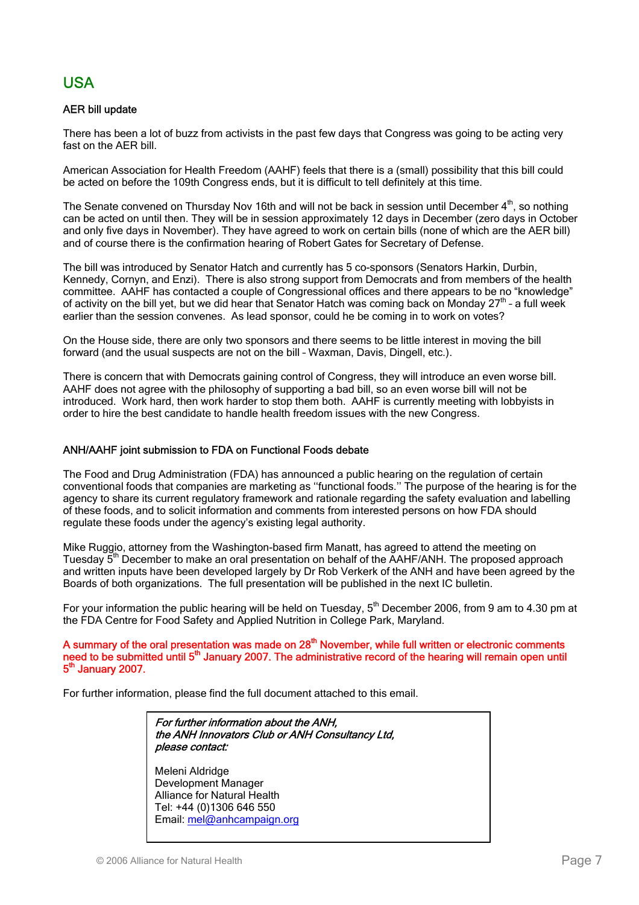# USA

### AER bill update

There has been a lot of buzz from activists in the past few days that Congress was going to be acting very fast on the AER bill.

American Association for Health Freedom (AAHF) feels that there is a (small) possibility that this bill could be acted on before the 109th Congress ends, but it is difficult to tell definitely at this time.

The Senate convened on Thursday Nov 16th and will not be back in session until December 4th, so nothing can be acted on until then. They will be in session approximately 12 days in December (zero days in October and only five days in November). They have agreed to work on certain bills (none of which are the AER bill) and of course there is the confirmation hearing of Robert Gates for Secretary of Defense.

The bill was introduced by Senator Hatch and currently has 5 co-sponsors (Senators Harkin, Durbin, Kennedy, Cornyn, and Enzi). There is also strong support from Democrats and from members of the health committee. AAHF has contacted a couple of Congressional offices and there appears to be no "knowledge" of activity on the bill yet, but we did hear that Senator Hatch was coming back on Monday 27th – a full week earlier than the session convenes. As lead sponsor, could he be coming in to work on votes?

On the House side, there are only two sponsors and there seems to be little interest in moving the bill forward (and the usual suspects are not on the bill – Waxman, Davis, Dingell, etc.).

There is concern that with Democrats gaining control of Congress, they will introduce an even worse bill. AAHF does not agree with the philosophy of supporting a bad bill, so an even worse bill will not be introduced. Work hard, then work harder to stop them both. AAHF is currently meeting with lobbyists in order to hire the best candidate to handle health freedom issues with the new Congress.

### ANH/AAHF joint submission to FDA on Functional Foods debate

The Food and Drug Administration (FDA) has announced a public hearing on the regulation of certain conventional foods that companies are marketing as ''functional foods.'' The purpose of the hearing is for the agency to share its current regulatory framework and rationale regarding the safety evaluation and labelling of these foods, and to solicit information and comments from interested persons on how FDA should regulate these foods under the agency's existing legal authority.

Mike Ruggio, attorney from the Washington-based firm Manatt, has agreed to attend the meeting on Tuesday 5th December to make an oral presentation on behalf of the AAHF/ANH. The proposed approach and written inputs have been developed largely by Dr Rob Verkerk of the ANH and have been agreed by the Boards of both organizations. The full presentation will be published in the next IC bulletin.

For your information the public hearing will be held on Tuesday, 5th December 2006, from 9 am to 4.30 pm at the FDA Centre for Food Safety and Applied Nutrition in College Park, Maryland.

A summary of the oral presentation was made on 28th November, while full written or electronic comments need to be submitted until 5th January 2007. The administrative record of the hearing will remain open until 5th January 2007.

For further information, please find the full document attached to this email.

*For further information about the ANH, the ANH Innovators Club or ANH Consultancy Ltd, please contact:*

Meleni Aldridge
Development Manager
Alliance for Natural Health
Tel: +44 (0)1306 646 550
Email: mel@anhcampaign.org

© 2006 Alliance for Natural Health